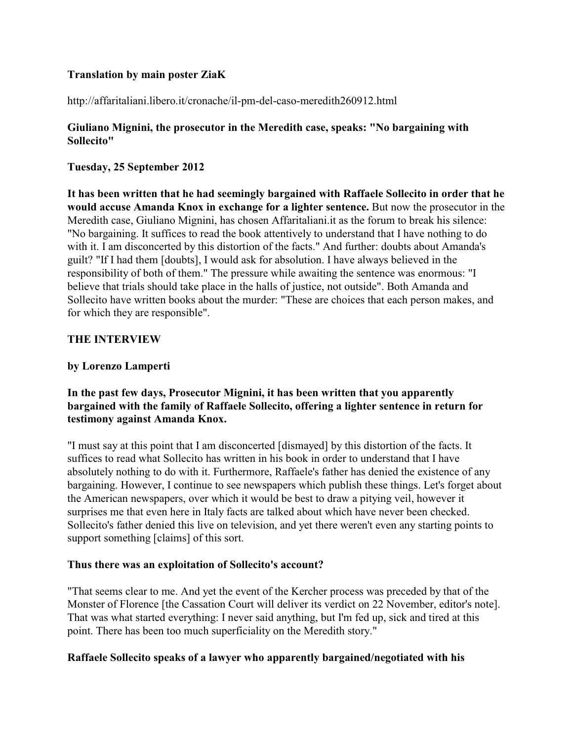**Translation by main poster ZiaK**

http://affaritaliani.libero.it/cronache/il-pm-del-caso-meredith260912.html

**Giuliano Mignini, the prosecutor in the Meredith case, speaks: "No bargaining with Sollecito"**

**Tuesday, 25 September 2012**

**It has been written that he had seemingly bargained with Raffaele Sollecito in order that he would accuse Amanda Knox in exchange for a lighter sentence.** But now the prosecutor in the Meredith case, Giuliano Mignini, has chosen Affaritaliani.it as the forum to break his silence: "No bargaining. It suffices to read the book attentively to understand that I have nothing to do with it. I am disconcerted by this distortion of the facts." And further: doubts about Amanda's guilt? "If I had them [doubts], I would ask for absolution. I have always believed in the responsibility of both of them." The pressure while awaiting the sentence was enormous: "I believe that trials should take place in the halls of justice, not outside". Both Amanda and Sollecito have written books about the murder: "These are choices that each person makes, and for which they are responsible".

**THE INTERVIEW**

**by Lorenzo Lamperti**

**In the past few days, Prosecutor Mignini, it has been written that you apparently bargained with the family of Raffaele Sollecito, offering a lighter sentence in return for testimony against Amanda Knox.**

"I must say at this point that I am disconcerted [dismayed] by this distortion of the facts. It suffices to read what Sollecito has written in his book in order to understand that I have absolutely nothing to do with it. Furthermore, Raffaele's father has denied the existence of any bargaining. However, I continue to see newspapers which publish these things. Let's forget about the American newspapers, over which it would be best to draw a pitying veil, however it surprises me that even here in Italy facts are talked about which have never been checked. Sollecito's father denied this live on television, and yet there weren't even any starting points to support something [claims] of this sort.

**Thus there was an exploitation of Sollecito's account?**

"That seems clear to me. And yet the event of the Kercher process was preceded by that of the Monster of Florence [the Cassation Court will deliver its verdict on 22 November, editor's note]. That was what started everything: I never said anything, but I'm fed up, sick and tired at this point. There has been too much superficiality on the Meredith story."

**Raffaele Sollecito speaks of a lawyer who apparently bargained/negotiated with his**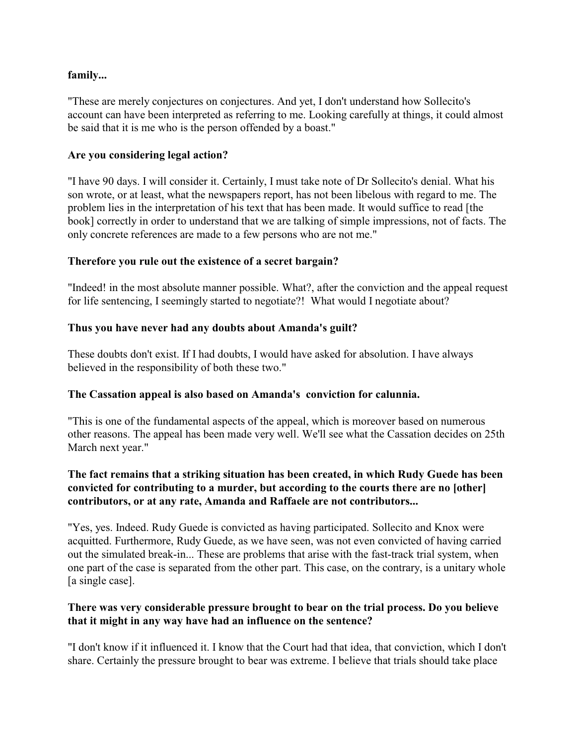**family...**

"These are merely conjectures on conjectures. And yet, I don't understand how Sollecito's account can have been interpreted as referring to me. Looking carefully at things, it could almost be said that it is me who is the person offended by a boast."

**Are you considering legal action?**

"I have 90 days. I will consider it. Certainly, I must take note of Dr Sollecito's denial. What his son wrote, or at least, what the newspapers report, has not been libelous with regard to me. The problem lies in the interpretation of his text that has been made. It would suffice to read [the book] correctly in order to understand that we are talking of simple impressions, not of facts. The only concrete references are made to a few persons who are not me."

**Therefore you rule out the existence of a secret bargain?**

"Indeed! in the most absolute manner possible. What?, after the conviction and the appeal request for life sentencing, I seemingly started to negotiate?! What would I negotiate about?

**Thus you have never had any doubts about Amanda's guilt?**

These doubts don't exist. If I had doubts, I would have asked for absolution. I have always believed in the responsibility of both these two."

**The Cassation appeal is also based on Amanda's conviction for calunnia.**

"This is one of the fundamental aspects of the appeal, which is moreover based on numerous other reasons. The appeal has been made very well. We'll see what the Cassation decides on 25th March next year."

**The fact remains that a striking situation has been created, in which Rudy Guede has been convicted for contributing to a murder, but according to the courts there are no [other] contributors, or at any rate, Amanda and Raffaele are not contributors...**

"Yes, yes. Indeed. Rudy Guede is convicted as having participated. Sollecito and Knox were acquitted. Furthermore, Rudy Guede, as we have seen, was not even convicted of having carried out the simulated break-in... These are problems that arise with the fast-track trial system, when one part of the case is separated from the other part. This case, on the contrary, is a unitary whole [a single case].

**There was very considerable pressure brought to bear on the trial process. Do you believe that it might in any way have had an influence on the sentence?**

"I don't know if it influenced it. I know that the Court had that idea, that conviction, which I don't share. Certainly the pressure brought to bear was extreme. I believe that trials should take place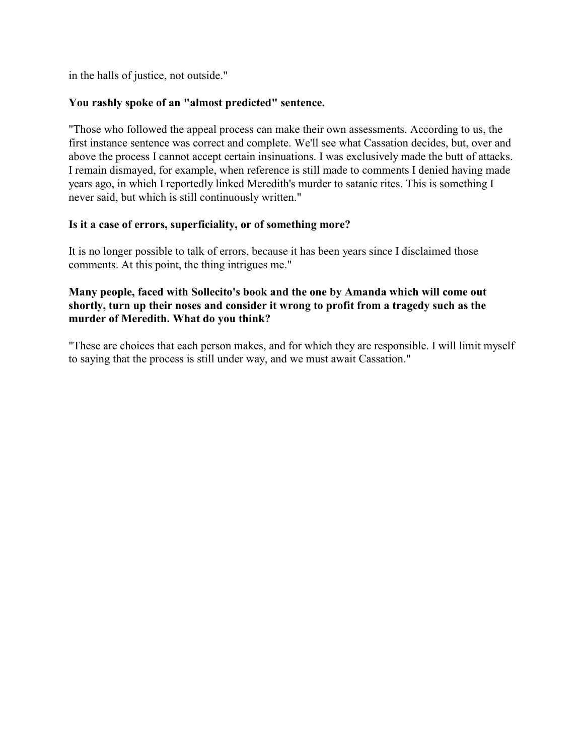in the halls of justice, not outside."

**You rashly spoke of an "almost predicted" sentence.**

"Those who followed the appeal process can make their own assessments. According to us, the first instance sentence was correct and complete. We'll see what Cassation decides, but, over and above the process I cannot accept certain insinuations. I was exclusively made the butt of attacks. I remain dismayed, for example, when reference is still made to comments I denied having made years ago, in which I reportedly linked Meredith's murder to satanic rites. This is something I never said, but which is still continuously written."

**Is it a case of errors, superficiality, or of something more?**

It is no longer possible to talk of errors, because it has been years since I disclaimed those comments. At this point, the thing intrigues me."

**Many people, faced with Sollecito's book and the one by Amanda which will come out shortly, turn up their noses and consider it wrong to profit from a tragedy such as the murder of Meredith. What do you think?**

"These are choices that each person makes, and for which they are responsible. I will limit myself to saying that the process is still under way, and we must await Cassation."